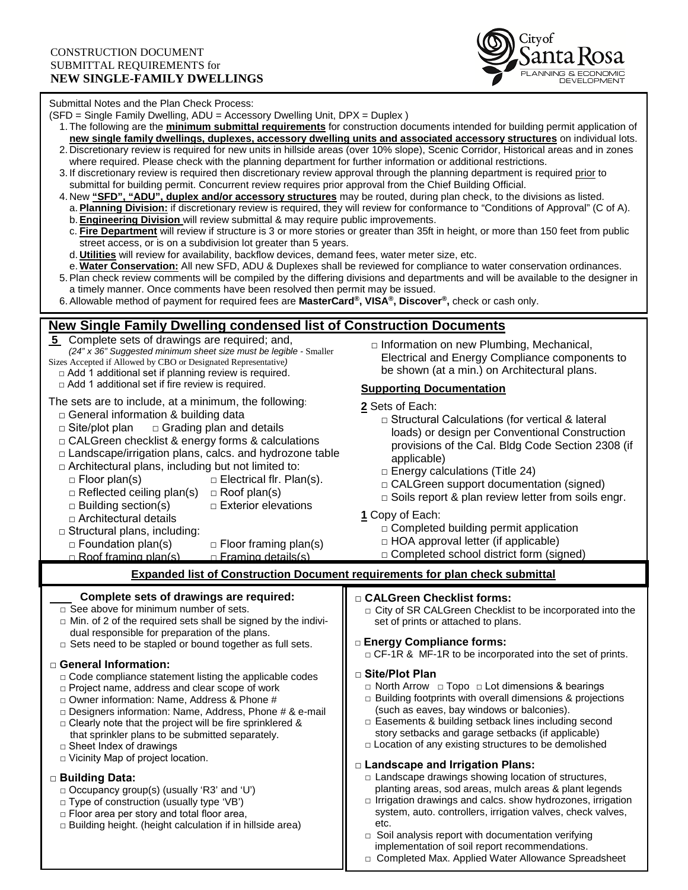CONSTRUCTION DOCUMENT
SUBMITTAL REQUIREMENTS for
**NEW SINGLE-FAMILY DWELLINGS**

City of Santa Rosa
PLANNING & ECONOMIC DEVELOPMENT

Submittal Notes and the Plan Check Process:
(SFD = Single Family Dwelling, ADU = Accessory Dwelling Unit, DPX = Duplex )

1. The following are the **minimum submittal requirements** for construction documents intended for building permit application of **new single family dwellings, duplexes, accessory dwelling units and associated accessory structures** on individual lots.
2. Discretionary review is required for new units in hillside areas (over 10% slope), Scenic Corridor, Historical areas and in zones where required. Please check with the planning department for further information or additional restrictions.
3. If discretionary review is required then discretionary review approval through the planning department is required prior to submittal for building permit. Concurrent review requires prior approval from the Chief Building Official.
4. New **"SFD", "ADU", duplex and/or accessory structures** may be routed, during plan check, to the divisions as listed.
   a. **Planning Division:** if discretionary review is required, they will review for conformance to "Conditions of Approval" (C of A).
   b. **Engineering Division** will review submittal & may require public improvements.
   c. **Fire Department** will review if structure is 3 or more stories or greater than 35ft in height, or more than 150 feet from public street access, or is on a subdivision lot greater than 5 years.
   d. **Utilities** will review for availability, backflow devices, demand fees, water meter size, etc.
   e. **Water Conservation:** All new SFD, ADU & Duplexes shall be reviewed for compliance to water conservation ordinances.
5. Plan check review comments will be compiled by the differing divisions and departments and will be available to the designer in a timely manner. Once comments have been resolved then permit may be issued.
6. Allowable method of payment for required fees are **MasterCard®, VISA®, Discover®,** check or cash only.

## New Single Family Dwelling condensed list of Construction Documents

**5** Complete sets of drawings are required; and,
*(24" x 36" Suggested minimum sheet size must be legible - Smaller Sizes Accepted if Allowed by CBO or Designated Representative)*

- □ Add 1 additional set if planning review is required.
- □ Add 1 additional set if fire review is required.

The sets are to include, at a minimum, the following:

- □ General information & building data
- □ Site/plot plan □ Grading plan and details
- □ CALGreen checklist & energy forms & calculations
- □ Landscape/irrigation plans, calcs. and hydrozone table
- □ Architectural plans, including but not limited to:
  - □ Floor plan(s) □ Electrical flr. Plan(s).
  - □ Reflected ceiling plan(s) □ Roof plan(s)
  - □ Building section(s) □ Exterior elevations
  - □ Architectural details
- □ Structural plans, including:
  - □ Foundation plan(s) □ Floor framing plan(s)
  - □ Roof framing plan(s) □ Framing details(s)

□ Information on new Plumbing, Mechanical, Electrical and Energy Compliance components to be shown (at a min.) on Architectural plans.

### Supporting Documentation

**2** Sets of Each:

- □ Structural Calculations (for vertical & lateral loads) or design per Conventional Construction provisions of the Cal. Bldg Code Section 2308 (if applicable)
- □ Energy calculations (Title 24)
- □ CALGreen support documentation (signed)
- □ Soils report & plan review letter from soils engr.

**1** Copy of Each:

- □ Completed building permit application
- □ HOA approval letter (if applicable)
- □ Completed school district form (signed)

## Expanded list of Construction Document requirements for plan check submittal

**____ Complete sets of drawings are required:**

- □ See above for minimum number of sets.
- □ Min. of 2 of the required sets shall be signed by the individual responsible for preparation of the plans.
- □ Sets need to be stapled or bound together as full sets.

**□ General Information:**

- □ Code compliance statement listing the applicable codes
- □ Project name, address and clear scope of work
- □ Owner information: Name, Address & Phone #
- □ Designers information: Name, Address, Phone # & e-mail
- □ Clearly note that the project will be fire sprinklered & that sprinkler plans to be submitted separately.
- □ Sheet Index of drawings
- □ Vicinity Map of project location.

**□ Building Data:**

- □ Occupancy group(s) (usually 'R3' and 'U')
- □ Type of construction (usually type 'VB')
- □ Floor area per story and total floor area,
- □ Building height. (height calculation if in hillside area)

**□ CALGreen Checklist forms:**

- □ City of SR CALGreen Checklist to be incorporated into the set of prints or attached to plans.

**□ Energy Compliance forms:**

- □ CF-1R & MF-1R to be incorporated into the set of prints.

**□ Site/Plot Plan**

- □ North Arrow □ Topo □ Lot dimensions & bearings
- □ Building footprints with overall dimensions & projections (such as eaves, bay windows or balconies).
- □ Easements & building setback lines including second story setbacks and garage setbacks (if applicable)
- □ Location of any existing structures to be demolished

**□ Landscape and Irrigation Plans:**

- □ Landscape drawings showing location of structures, planting areas, sod areas, mulch areas & plant legends
- □ Irrigation drawings and calcs. show hydrozones, irrigation system, auto. controllers, irrigation valves, check valves, etc.
- □ Soil analysis report with documentation verifying implementation of soil report recommendations.
- □ Completed Max. Applied Water Allowance Spreadsheet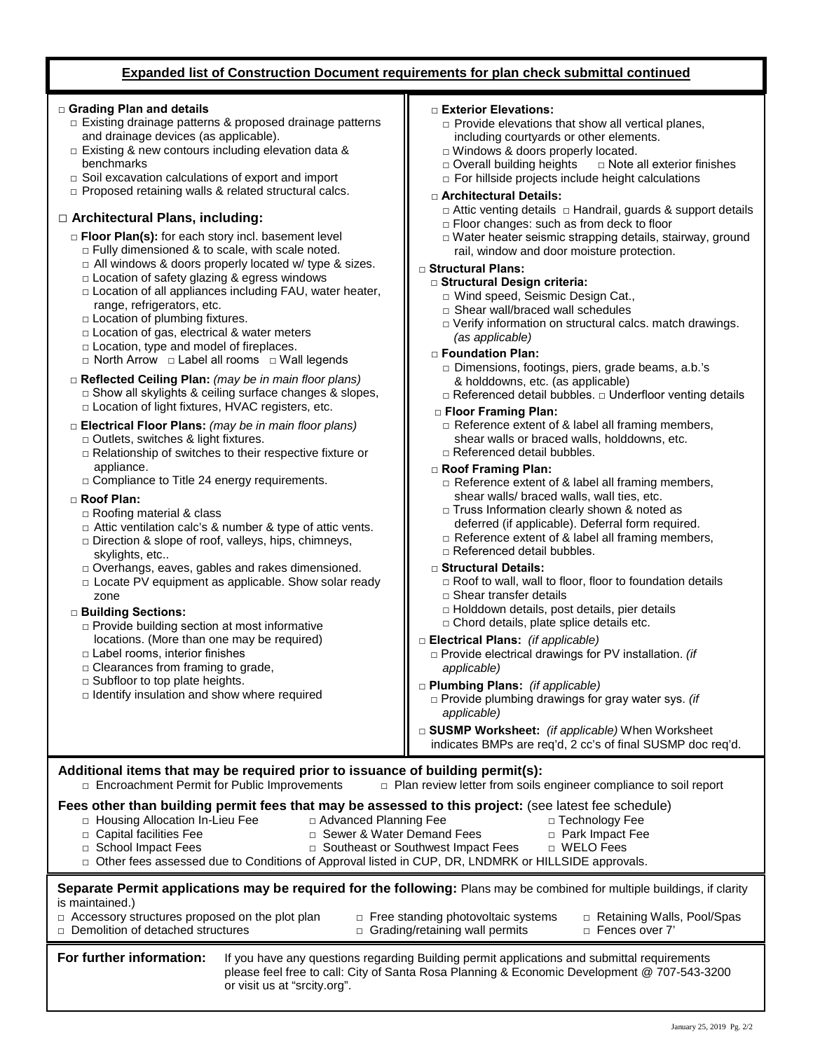## Expanded list of Construction Document requirements for plan check submittal continued

□ **Grading Plan and details**

- □ Existing drainage patterns & proposed drainage patterns and drainage devices (as applicable).
- □ Existing & new contours including elevation data & benchmarks
- □ Soil excavation calculations of export and import
- □ Proposed retaining walls & related structural calcs.

### □ Architectural Plans, including:

□ **Floor Plan(s):** for each story incl. basement level

- □ Fully dimensioned & to scale, with scale noted.
- □ All windows & doors properly located w/ type & sizes.
- □ Location of safety glazing & egress windows
- □ Location of all appliances including FAU, water heater, range, refrigerators, etc.
- □ Location of plumbing fixtures.
- □ Location of gas, electrical & water meters
- □ Location, type and model of fireplaces.
- □ North Arrow □ Label all rooms □ Wall legends

□ **Reflected Ceiling Plan:** *(may be in main floor plans)*

- □ Show all skylights & ceiling surface changes & slopes,
- □ Location of light fixtures, HVAC registers, etc.

□ **Electrical Floor Plans:** *(may be in main floor plans)*

- □ Outlets, switches & light fixtures.
- □ Relationship of switches to their respective fixture or appliance.
- □ Compliance to Title 24 energy requirements.

□ **Roof Plan:**

- □ Roofing material & class
- □ Attic ventilation calc's & number & type of attic vents.
- □ Direction & slope of roof, valleys, hips, chimneys, skylights, etc..
- □ Overhangs, eaves, gables and rakes dimensioned.
- □ Locate PV equipment as applicable. Show solar ready zone

□ **Building Sections:**

- □ Provide building section at most informative locations. (More than one may be required)
- □ Label rooms, interior finishes
- □ Clearances from framing to grade,
- □ Subfloor to top plate heights.
- □ Identify insulation and show where required

□ **Exterior Elevations:**

- □ Provide elevations that show all vertical planes, including courtyards or other elements.
- □ Windows & doors properly located.
- □ Overall building heights □ Note all exterior finishes
- □ For hillside projects include height calculations

□ **Architectural Details:**

- □ Attic venting details □ Handrail, guards & support details
- □ Floor changes: such as from deck to floor
- □ Water heater seismic strapping details, stairway, ground rail, window and door moisture protection.

□ **Structural Plans:**

□ **Structural Design criteria:**

- □ Wind speed, Seismic Design Cat.,
- □ Shear wall/braced wall schedules
- □ Verify information on structural calcs. match drawings. *(as applicable)*

□ **Foundation Plan:**

- □ Dimensions, footings, piers, grade beams, a.b.'s & holddowns, etc. (as applicable)
- □ Referenced detail bubbles. □ Underfloor venting details

□ **Floor Framing Plan:**

- □ Reference extent of & label all framing members, shear walls or braced walls, holddowns, etc.
- □ Referenced detail bubbles.

□ **Roof Framing Plan:**

- □ Reference extent of & label all framing members, shear walls/ braced walls, wall ties, etc.
- □ Truss Information clearly shown & noted as deferred (if applicable). Deferral form required.
- □ Reference extent of & label all framing members,
- □ Referenced detail bubbles.

□ **Structural Details:**

- □ Roof to wall, wall to floor, floor to foundation details
- □ Shear transfer details
- □ Holddown details, post details, pier details
- □ Chord details, plate splice details etc.

□ **Electrical Plans:** *(if applicable)*

- □ Provide electrical drawings for PV installation. *(if applicable)*

□ **Plumbing Plans:** *(if applicable)*

- □ Provide plumbing drawings for gray water sys. *(if applicable)*

□ **SUSMP Worksheet:** *(if applicable)* When Worksheet indicates BMPs are req'd, 2 cc's of final SUSMP doc req'd.

**Additional items that may be required prior to issuance of building permit(s):**

- □ Encroachment Permit for Public Improvements
- □ Plan review letter from soils engineer compliance to soil report

**Fees other than building permit fees that may be assessed to this project:** (see latest fee schedule)

- □ Housing Allocation In-Lieu Fee
- □ Advanced Planning Fee
- □ Technology Fee
- □ Capital facilities Fee
- □ Sewer & Water Demand Fees
- □ Park Impact Fee
- □ School Impact Fees
- □ Southeast or Southwest Impact Fees
- □ WELO Fees
- □ Other fees assessed due to Conditions of Approval listed in CUP, DR, LNDMRK or HILLSIDE approvals.

**Separate Permit applications may be required for the following:** Plans may be combined for multiple buildings, if clarity is maintained.)

- □ Accessory structures proposed on the plot plan
- □ Free standing photovoltaic systems
- □ Retaining Walls, Pool/Spas
- □ Demolition of detached structures
- □ Grading/retaining wall permits
- □ Fences over 7'

**For further information:** If you have any questions regarding Building permit applications and submittal requirements please feel free to call: City of Santa Rosa Planning & Economic Development @ 707-543-3200 or visit us at "srcity.org".

January 25, 2019